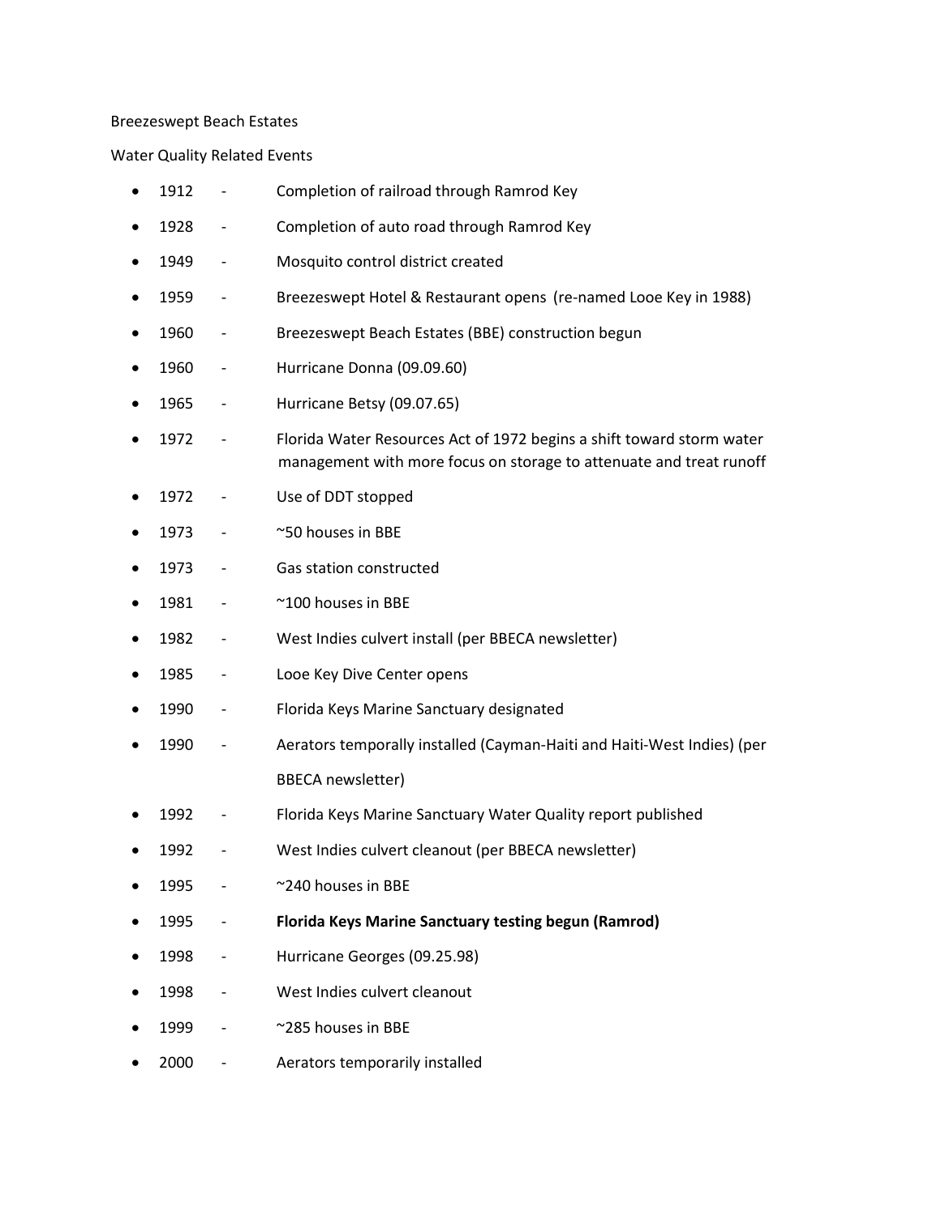Breezeswept Beach Estates

Water Quality Related Events

- 1912 - Completion of railroad through Ramrod Key
- 1928 - Completion of auto road through Ramrod Key
- 1949 - Mosquito control district created
- 1959 - Breezeswept Hotel & Restaurant opens (re-named Looe Key in 1988)
- 1960 - Breezeswept Beach Estates (BBE) construction begun
- 1960 - Hurricane Donna (09.09.60)
- 1965 - Hurricane Betsy (09.07.65)
- 1972 - Florida Water Resources Act of 1972 begins a shift toward storm water management with more focus on storage to attenuate and treat runoff
- 1972 - Use of DDT stopped
- 1973 - ~50 houses in BBE
- 1973 - Gas station constructed
- 1981 - ~100 houses in BBE
- 1982 - West Indies culvert install (per BBECA newsletter)
- 1985 - Looe Key Dive Center opens
- 1990 - Florida Keys Marine Sanctuary designated
- 1990 - Aerators temporally installed (Cayman-Haiti and Haiti-West Indies) (per BBECA newsletter)
- 1992 - Florida Keys Marine Sanctuary Water Quality report published
- 1992 - West Indies culvert cleanout (per BBECA newsletter)
- 1995 - ~240 houses in BBE
- 1995 - **Florida Keys Marine Sanctuary testing begun (Ramrod)**
- 1998 - Hurricane Georges (09.25.98)
- 1998 - West Indies culvert cleanout
- 1999 - ~285 houses in BBE
- 2000 - Aerators temporarily installed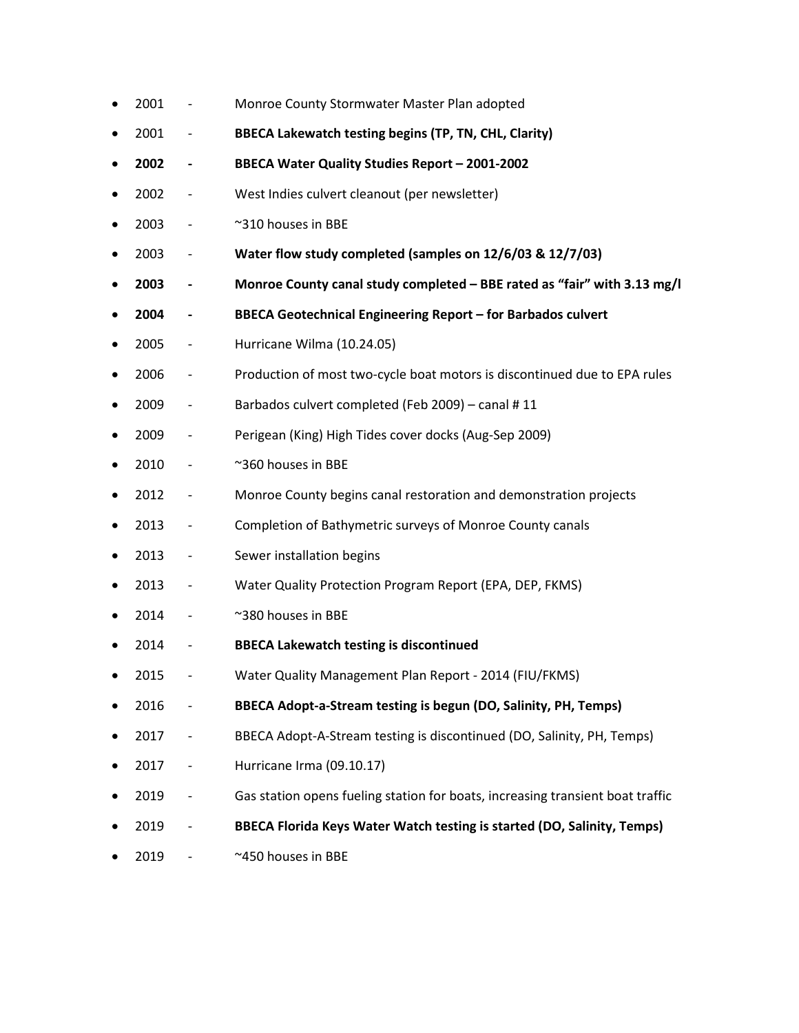- 2001 - Monroe County Stormwater Master Plan adopted
- 2001 - **BBECA Lakewatch testing begins (TP, TN, CHL, Clarity)**
- **2002 - BBECA Water Quality Studies Report – 2001-2002**
- 2002 - West Indies culvert cleanout (per newsletter)
- 2003 - ~310 houses in BBE
- 2003 - **Water flow study completed (samples on 12/6/03 & 12/7/03)**
- **2003 - Monroe County canal study completed – BBE rated as "fair" with 3.13 mg/l**
- **2004 - BBECA Geotechnical Engineering Report – for Barbados culvert**
- 2005 - Hurricane Wilma (10.24.05)
- 2006 - Production of most two-cycle boat motors is discontinued due to EPA rules
- 2009 - Barbados culvert completed (Feb 2009) – canal # 11
- 2009 - Perigean (King) High Tides cover docks (Aug-Sep 2009)
- 2010 - ~360 houses in BBE
- 2012 - Monroe County begins canal restoration and demonstration projects
- 2013 - Completion of Bathymetric surveys of Monroe County canals
- 2013 - Sewer installation begins
- 2013 - Water Quality Protection Program Report (EPA, DEP, FKMS)
- 2014 - ~380 houses in BBE
- 2014 - **BBECA Lakewatch testing is discontinued**
- 2015 - Water Quality Management Plan Report - 2014 (FIU/FKMS)
- 2016 - **BBECA Adopt-a-Stream testing is begun (DO, Salinity, PH, Temps)**
- 2017 - BBECA Adopt-A-Stream testing is discontinued (DO, Salinity, PH, Temps)
- 2017 - Hurricane Irma (09.10.17)
- 2019 - Gas station opens fueling station for boats, increasing transient boat traffic
- 2019 - **BBECA Florida Keys Water Watch testing is started (DO, Salinity, Temps)**
- 2019 - ~450 houses in BBE